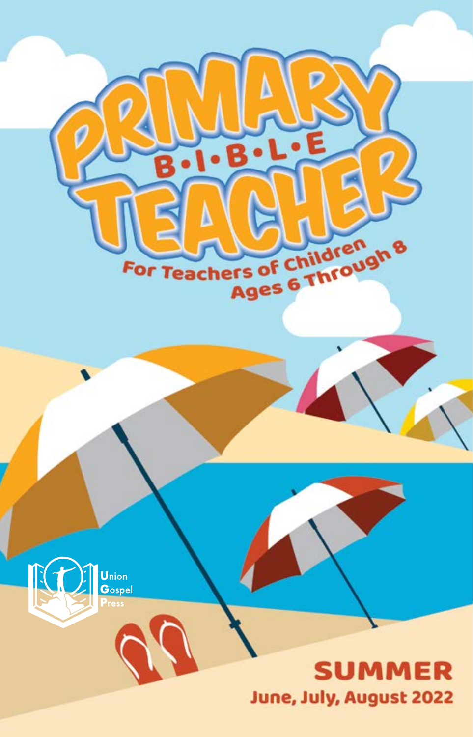# PRIMARY BIBLE TEACHER

For Teachers of Children Ages 6 Through 8

Union Gospel Press

**SUMMER**

**June, July, August 2022**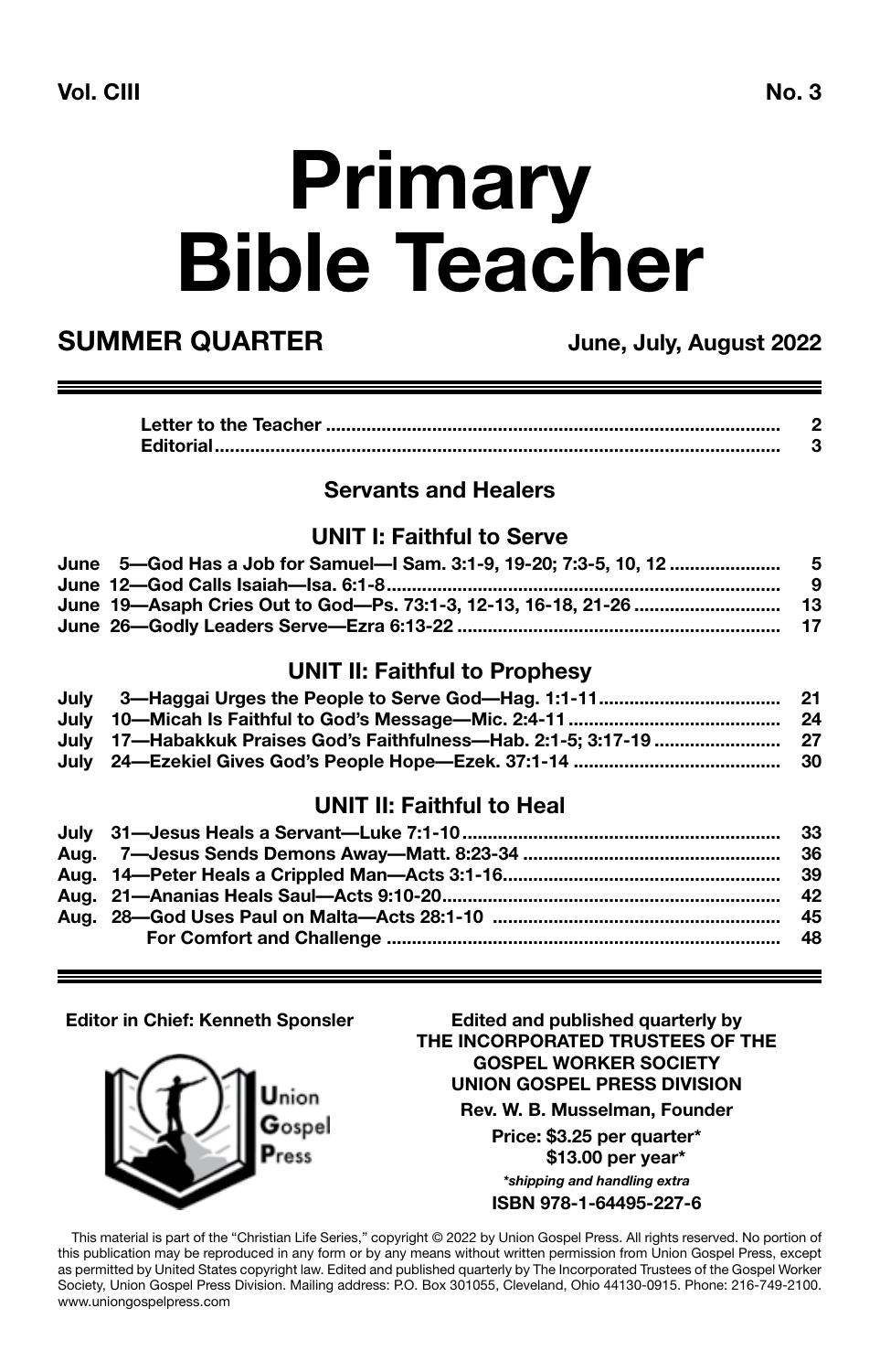**Vol. CIII** **No. 3**

# Primary Bible Teacher

## SUMMER QUARTER

**June, July, August 2022**

| | |
|---|---|
| Letter to the Teacher | 2 |
| Editorial | 3 |

### Servants and Healers

#### UNIT I: Faithful to Serve

| | |
|---|---|
| June 5—God Has a Job for Samuel—I Sam. 3:1-9, 19-20; 7:3-5, 10, 12 | 5 |
| June 12—God Calls Isaiah—Isa. 6:1-8 | 9 |
| June 19—Asaph Cries Out to God—Ps. 73:1-3, 12-13, 16-18, 21-26 | 13 |
| June 26—Godly Leaders Serve—Ezra 6:13-22 | 17 |

#### UNIT II: Faithful to Prophesy

| | |
|---|---|
| July 3—Haggai Urges the People to Serve God—Hag. 1:1-11 | 21 |
| July 10—Micah Is Faithful to God's Message—Mic. 2:4-11 | 24 |
| July 17—Habakkuk Praises God's Faithfulness—Hab. 2:1-5; 3:17-19 | 27 |
| July 24—Ezekiel Gives God's People Hope—Ezek. 37:1-14 | 30 |

#### UNIT II: Faithful to Heal

| | |
|---|---|
| July 31—Jesus Heals a Servant—Luke 7:1-10 | 33 |
| Aug. 7—Jesus Sends Demons Away—Matt. 8:23-34 | 36 |
| Aug. 14—Peter Heals a Crippled Man—Acts 3:1-16 | 39 |
| Aug. 21—Ananias Heals Saul—Acts 9:10-20 | 42 |
| Aug. 28—God Uses Paul on Malta—Acts 28:1-10 | 45 |
| For Comfort and Challenge | 48 |

**Editor in Chief: Kenneth Sponsler**

Union Gospel Press

**Edited and published quarterly by**
**THE INCORPORATED TRUSTEES OF THE GOSPEL WORKER SOCIETY**
**UNION GOSPEL PRESS DIVISION**

**Rev. W. B. Musselman, Founder**

**Price: $3.25 per quarter***
**$13.00 per year***
***shipping and handling extra***

**ISBN 978-1-64495-227-6**

This material is part of the "Christian Life Series," copyright © 2022 by Union Gospel Press. All rights reserved. No portion of this publication may be reproduced in any form or by any means without written permission from Union Gospel Press, except as permitted by United States copyright law. Edited and published quarterly by The Incorporated Trustees of the Gospel Worker Society, Union Gospel Press Division. Mailing address: P.O. Box 301055, Cleveland, Ohio 44130-0915. Phone: 216-749-2100. www.uniongospelpress.com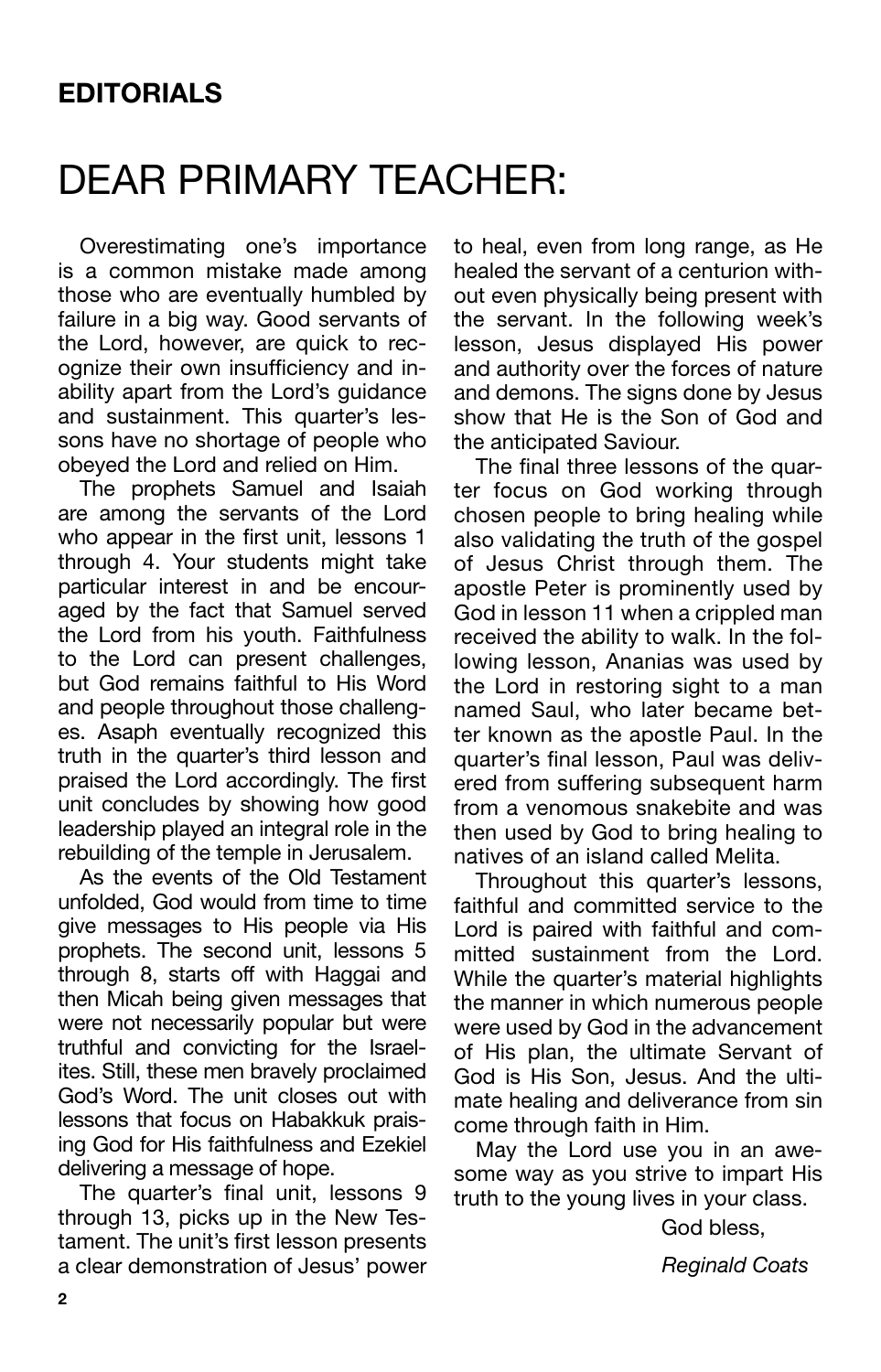## EDITORIALS

# DEAR PRIMARY TEACHER:

Overestimating one's importance is a common mistake made among those who are eventually humbled by failure in a big way. Good servants of the Lord, however, are quick to recognize their own insufficiency and inability apart from the Lord's guidance and sustainment. This quarter's lessons have no shortage of people who obeyed the Lord and relied on Him.

The prophets Samuel and Isaiah are among the servants of the Lord who appear in the first unit, lessons 1 through 4. Your students might take particular interest in and be encouraged by the fact that Samuel served the Lord from his youth. Faithfulness to the Lord can present challenges, but God remains faithful to His Word and people throughout those challenges. Asaph eventually recognized this truth in the quarter's third lesson and praised the Lord accordingly. The first unit concludes by showing how good leadership played an integral role in the rebuilding of the temple in Jerusalem.

As the events of the Old Testament unfolded, God would from time to time give messages to His people via His prophets. The second unit, lessons 5 through 8, starts off with Haggai and then Micah being given messages that were not necessarily popular but were truthful and convicting for the Israelites. Still, these men bravely proclaimed God's Word. The unit closes out with lessons that focus on Habakkuk praising God for His faithfulness and Ezekiel delivering a message of hope.

The quarter's final unit, lessons 9 through 13, picks up in the New Testament. The unit's first lesson presents a clear demonstration of Jesus' power to heal, even from long range, as He healed the servant of a centurion without even physically being present with the servant. In the following week's lesson, Jesus displayed His power and authority over the forces of nature and demons. The signs done by Jesus show that He is the Son of God and the anticipated Saviour.

The final three lessons of the quarter focus on God working through chosen people to bring healing while also validating the truth of the gospel of Jesus Christ through them. The apostle Peter is prominently used by God in lesson 11 when a crippled man received the ability to walk. In the following lesson, Ananias was used by the Lord in restoring sight to a man named Saul, who later became better known as the apostle Paul. In the quarter's final lesson, Paul was delivered from suffering subsequent harm from a venomous snakebite and was then used by God to bring healing to natives of an island called Melita.

Throughout this quarter's lessons, faithful and committed service to the Lord is paired with faithful and committed sustainment from the Lord. While the quarter's material highlights the manner in which numerous people were used by God in the advancement of His plan, the ultimate Servant of God is His Son, Jesus. And the ultimate healing and deliverance from sin come through faith in Him.

May the Lord use you in an awesome way as you strive to impart His truth to the young lives in your class.

God bless,

*Reginald Coats*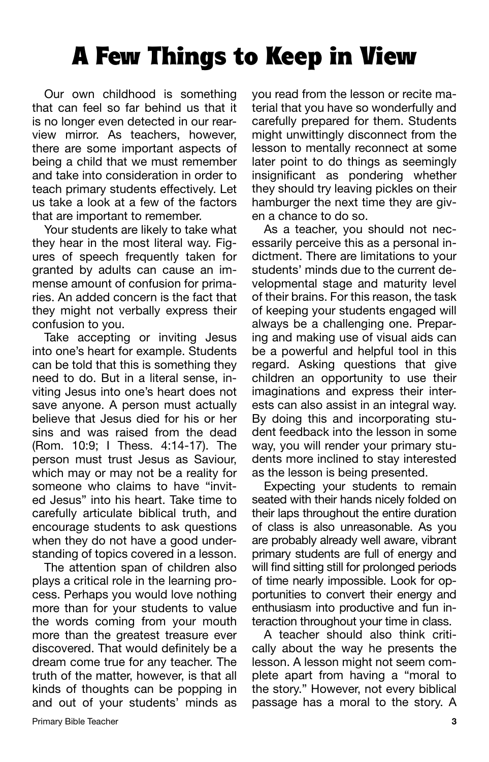# A Few Things to Keep in View

Our own childhood is something that can feel so far behind us that it is no longer even detected in our rearview mirror. As teachers, however, there are some important aspects of being a child that we must remember and take into consideration in order to teach primary students effectively. Let us take a look at a few of the factors that are important to remember.

Your students are likely to take what they hear in the most literal way. Figures of speech frequently taken for granted by adults can cause an immense amount of confusion for primaries. An added concern is the fact that they might not verbally express their confusion to you.

Take accepting or inviting Jesus into one's heart for example. Students can be told that this is something they need to do. But in a literal sense, inviting Jesus into one's heart does not save anyone. A person must actually believe that Jesus died for his or her sins and was raised from the dead (Rom. 10:9; I Thess. 4:14-17). The person must trust Jesus as Saviour, which may or may not be a reality for someone who claims to have "invited Jesus" into his heart. Take time to carefully articulate biblical truth, and encourage students to ask questions when they do not have a good understanding of topics covered in a lesson.

The attention span of children also plays a critical role in the learning process. Perhaps you would love nothing more than for your students to value the words coming from your mouth more than the greatest treasure ever discovered. That would definitely be a dream come true for any teacher. The truth of the matter, however, is that all kinds of thoughts can be popping in and out of your students' minds as you read from the lesson or recite material that you have so wonderfully and carefully prepared for them. Students might unwittingly disconnect from the lesson to mentally reconnect at some later point to do things as seemingly insignificant as pondering whether they should try leaving pickles on their hamburger the next time they are given a chance to do so.

As a teacher, you should not necessarily perceive this as a personal indictment. There are limitations to your students' minds due to the current developmental stage and maturity level of their brains. For this reason, the task of keeping your students engaged will always be a challenging one. Preparing and making use of visual aids can be a powerful and helpful tool in this regard. Asking questions that give children an opportunity to use their imaginations and express their interests can also assist in an integral way. By doing this and incorporating student feedback into the lesson in some way, you will render your primary students more inclined to stay interested as the lesson is being presented.

Expecting your students to remain seated with their hands nicely folded on their laps throughout the entire duration of class is also unreasonable. As you are probably already well aware, vibrant primary students are full of energy and will find sitting still for prolonged periods of time nearly impossible. Look for opportunities to convert their energy and enthusiasm into productive and fun interaction throughout your time in class.

A teacher should also think critically about the way he presents the lesson. A lesson might not seem complete apart from having a "moral to the story." However, not every biblical passage has a moral to the story. A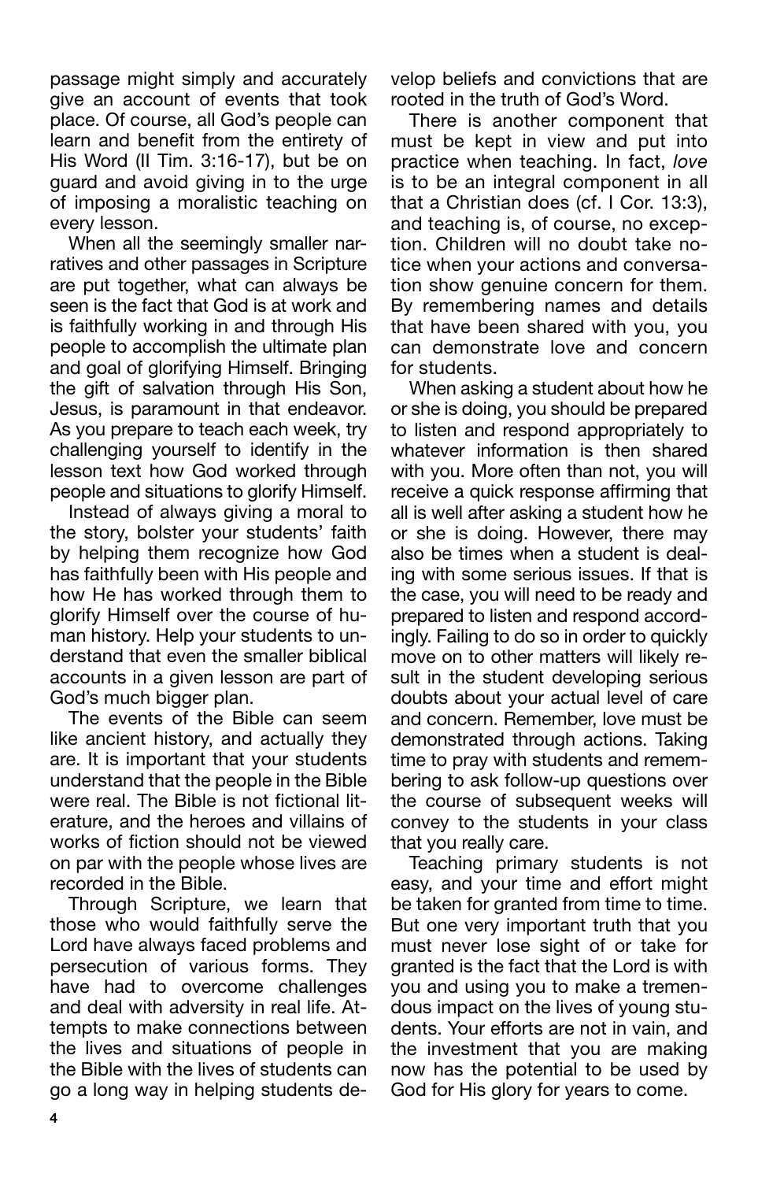passage might simply and accurately give an account of events that took place. Of course, all God's people can learn and benefit from the entirety of His Word (II Tim. 3:16-17), but be on guard and avoid giving in to the urge of imposing a moralistic teaching on every lesson.

When all the seemingly smaller narratives and other passages in Scripture are put together, what can always be seen is the fact that God is at work and is faithfully working in and through His people to accomplish the ultimate plan and goal of glorifying Himself. Bringing the gift of salvation through His Son, Jesus, is paramount in that endeavor. As you prepare to teach each week, try challenging yourself to identify in the lesson text how God worked through people and situations to glorify Himself.

Instead of always giving a moral to the story, bolster your students' faith by helping them recognize how God has faithfully been with His people and how He has worked through them to glorify Himself over the course of human history. Help your students to understand that even the smaller biblical accounts in a given lesson are part of God's much bigger plan.

The events of the Bible can seem like ancient history, and actually they are. It is important that your students understand that the people in the Bible were real. The Bible is not fictional literature, and the heroes and villains of works of fiction should not be viewed on par with the people whose lives are recorded in the Bible.

Through Scripture, we learn that those who would faithfully serve the Lord have always faced problems and persecution of various forms. They have had to overcome challenges and deal with adversity in real life. Attempts to make connections between the lives and situations of people in the Bible with the lives of students can go a long way in helping students develop beliefs and convictions that are rooted in the truth of God's Word.

There is another component that must be kept in view and put into practice when teaching. In fact, *love* is to be an integral component in all that a Christian does (cf. I Cor. 13:3), and teaching is, of course, no exception. Children will no doubt take notice when your actions and conversation show genuine concern for them. By remembering names and details that have been shared with you, you can demonstrate love and concern for students.

When asking a student about how he or she is doing, you should be prepared to listen and respond appropriately to whatever information is then shared with you. More often than not, you will receive a quick response affirming that all is well after asking a student how he or she is doing. However, there may also be times when a student is dealing with some serious issues. If that is the case, you will need to be ready and prepared to listen and respond accordingly. Failing to do so in order to quickly move on to other matters will likely result in the student developing serious doubts about your actual level of care and concern. Remember, love must be demonstrated through actions. Taking time to pray with students and remembering to ask follow-up questions over the course of subsequent weeks will convey to the students in your class that you really care.

Teaching primary students is not easy, and your time and effort might be taken for granted from time to time. But one very important truth that you must never lose sight of or take for granted is the fact that the Lord is with you and using you to make a tremendous impact on the lives of young students. Your efforts are not in vain, and the investment that you are making now has the potential to be used by God for His glory for years to come.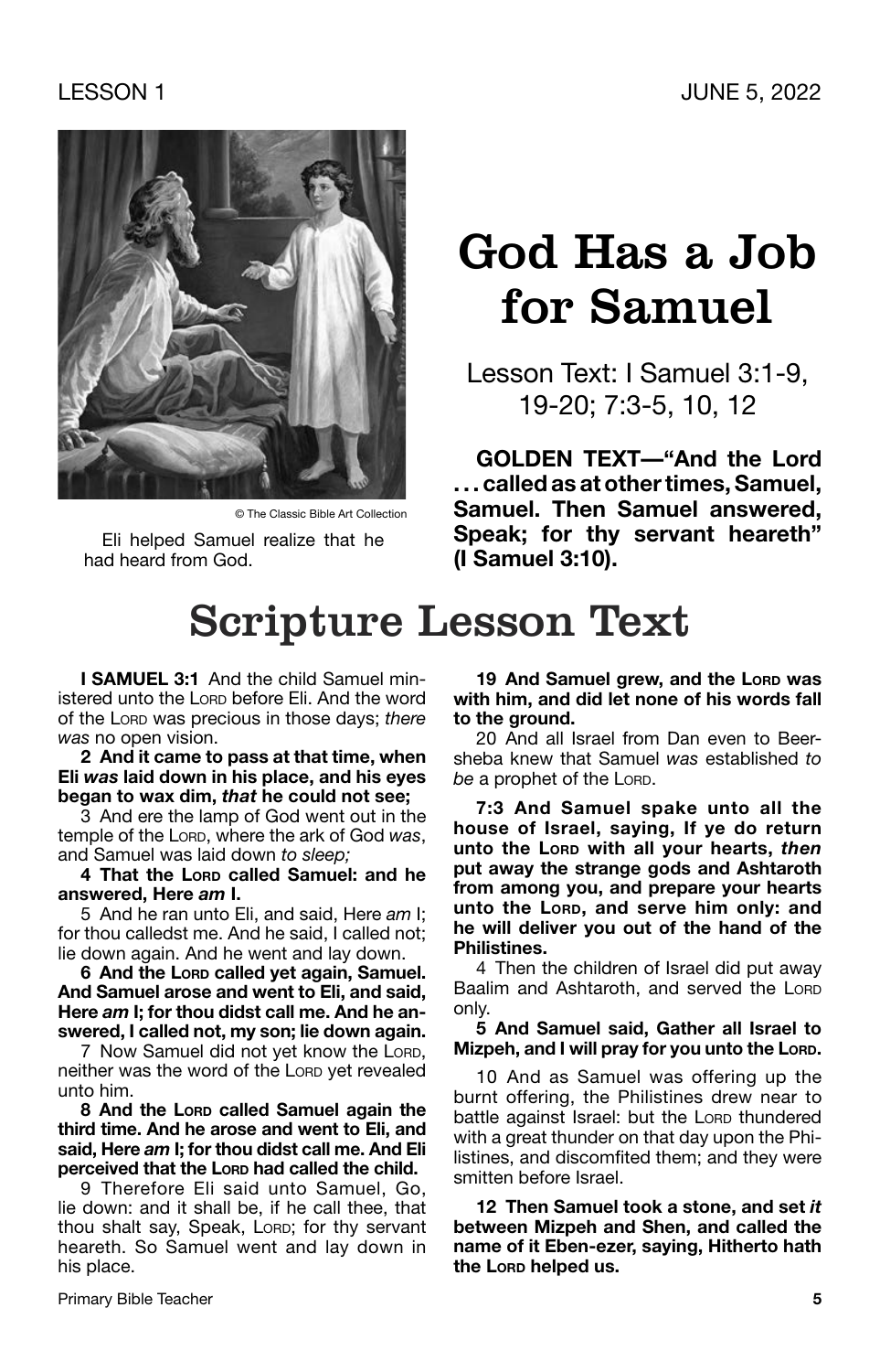# God Has a Job for Samuel

Lesson Text: I Samuel 3:1-9, 19-20; 7:3-5, 10, 12

**GOLDEN TEXT—"And the Lord . . . called as at other times, Samuel, Samuel. Then Samuel answered, Speak; for thy servant heareth" (I Samuel 3:10).**

© The Classic Bible Art Collection

Eli helped Samuel realize that he had heard from God.

# Scripture Lesson Text

**I SAMUEL 3:1** And the child Samuel ministered unto the LORD before Eli. And the word of the LORD was precious in those days; *there was* no open vision.

**2 And it came to pass at that time, when Eli *was* laid down in his place, and his eyes began to wax dim, *that* he could not see;**

3 And ere the lamp of God went out in the temple of the LORD, where the ark of God *was*, and Samuel was laid down *to sleep;*

**4 That the LORD called Samuel: and he answered, Here *am* I.**

5 And he ran unto Eli, and said, Here *am* I; for thou calledst me. And he said, I called not; lie down again. And he went and lay down.

**6 And the LORD called yet again, Samuel. And Samuel arose and went to Eli, and said, Here *am* I; for thou didst call me. And he answered, I called not, my son; lie down again.**

7 Now Samuel did not yet know the LORD, neither was the word of the LORD yet revealed unto him.

**8 And the LORD called Samuel again the third time. And he arose and went to Eli, and said, Here *am* I; for thou didst call me. And Eli perceived that the LORD had called the child.**

9 Therefore Eli said unto Samuel, Go, lie down: and it shall be, if he call thee, that thou shalt say, Speak, LORD; for thy servant heareth. So Samuel went and lay down in his place.

**19 And Samuel grew, and the LORD was with him, and did let none of his words fall to the ground.**

20 And all Israel from Dan even to Beersheba knew that Samuel *was* established *to be* a prophet of the LORD.

**7:3 And Samuel spake unto all the house of Israel, saying, If ye do return unto the LORD with all your hearts, *then* put away the strange gods and Ashtaroth from among you, and prepare your hearts unto the LORD, and serve him only: and he will deliver you out of the hand of the Philistines.**

4 Then the children of Israel did put away Baalim and Ashtaroth, and served the LORD only.

**5 And Samuel said, Gather all Israel to Mizpeh, and I will pray for you unto the LORD.**

10 And as Samuel was offering up the burnt offering, the Philistines drew near to battle against Israel: but the LORD thundered with a great thunder on that day upon the Philistines, and discomfited them; and they were smitten before Israel.

**12 Then Samuel took a stone, and set *it* between Mizpeh and Shen, and called the name of it Eben-ezer, saying, Hitherto hath the LORD helped us.**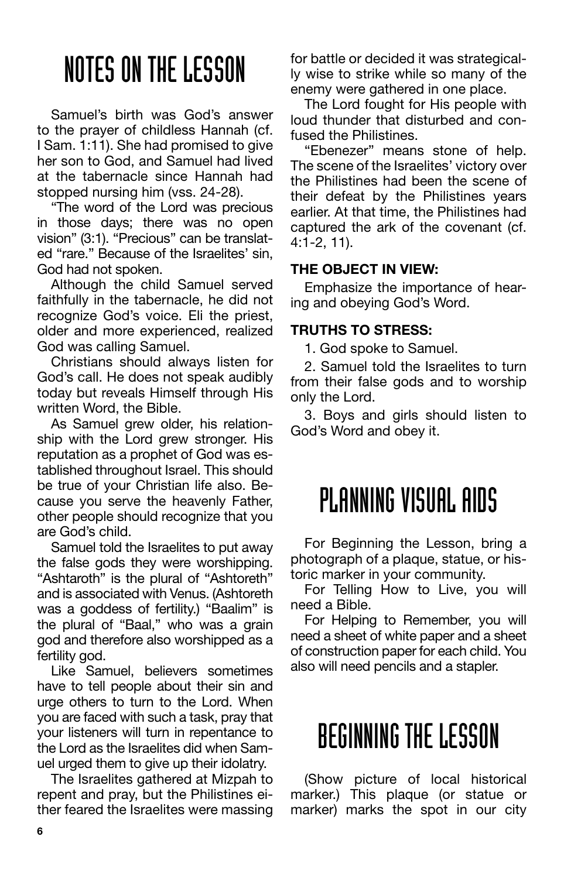# NOTES ON THE LESSON

Samuel's birth was God's answer to the prayer of childless Hannah (cf. I Sam. 1:11). She had promised to give her son to God, and Samuel had lived at the tabernacle since Hannah had stopped nursing him (vss. 24-28).

"The word of the Lord was precious in those days; there was no open vision" (3:1). "Precious" can be translated "rare." Because of the Israelites' sin, God had not spoken.

Although the child Samuel served faithfully in the tabernacle, he did not recognize God's voice. Eli the priest, older and more experienced, realized God was calling Samuel.

Christians should always listen for God's call. He does not speak audibly today but reveals Himself through His written Word, the Bible.

As Samuel grew older, his relationship with the Lord grew stronger. His reputation as a prophet of God was established throughout Israel. This should be true of your Christian life also. Because you serve the heavenly Father, other people should recognize that you are God's child.

Samuel told the Israelites to put away the false gods they were worshipping. "Ashtaroth" is the plural of "Ashtoreth" and is associated with Venus. (Ashtoreth was a goddess of fertility.) "Baalim" is the plural of "Baal," who was a grain god and therefore also worshipped as a fertility god.

Like Samuel, believers sometimes have to tell people about their sin and urge others to turn to the Lord. When you are faced with such a task, pray that your listeners will turn in repentance to the Lord as the Israelites did when Samuel urged them to give up their idolatry.

The Israelites gathered at Mizpah to repent and pray, but the Philistines either feared the Israelites were massing for battle or decided it was strategically wise to strike while so many of the enemy were gathered in one place.

The Lord fought for His people with loud thunder that disturbed and confused the Philistines.

"Ebenezer" means stone of help. The scene of the Israelites' victory over the Philistines had been the scene of their defeat by the Philistines years earlier. At that time, the Philistines had captured the ark of the covenant (cf. 4:1-2, 11).

**THE OBJECT IN VIEW:**

Emphasize the importance of hearing and obeying God's Word.

**TRUTHS TO STRESS:**

1. God spoke to Samuel.

2. Samuel told the Israelites to turn from their false gods and to worship only the Lord.

3. Boys and girls should listen to God's Word and obey it.

# PLANNING VISUAL AIDS

For Beginning the Lesson, bring a photograph of a plaque, statue, or historic marker in your community.

For Telling How to Live, you will need a Bible.

For Helping to Remember, you will need a sheet of white paper and a sheet of construction paper for each child. You also will need pencils and a stapler.

# BEGINNING THE LESSON

(Show picture of local historical marker.) This plaque (or statue or marker) marks the spot in our city